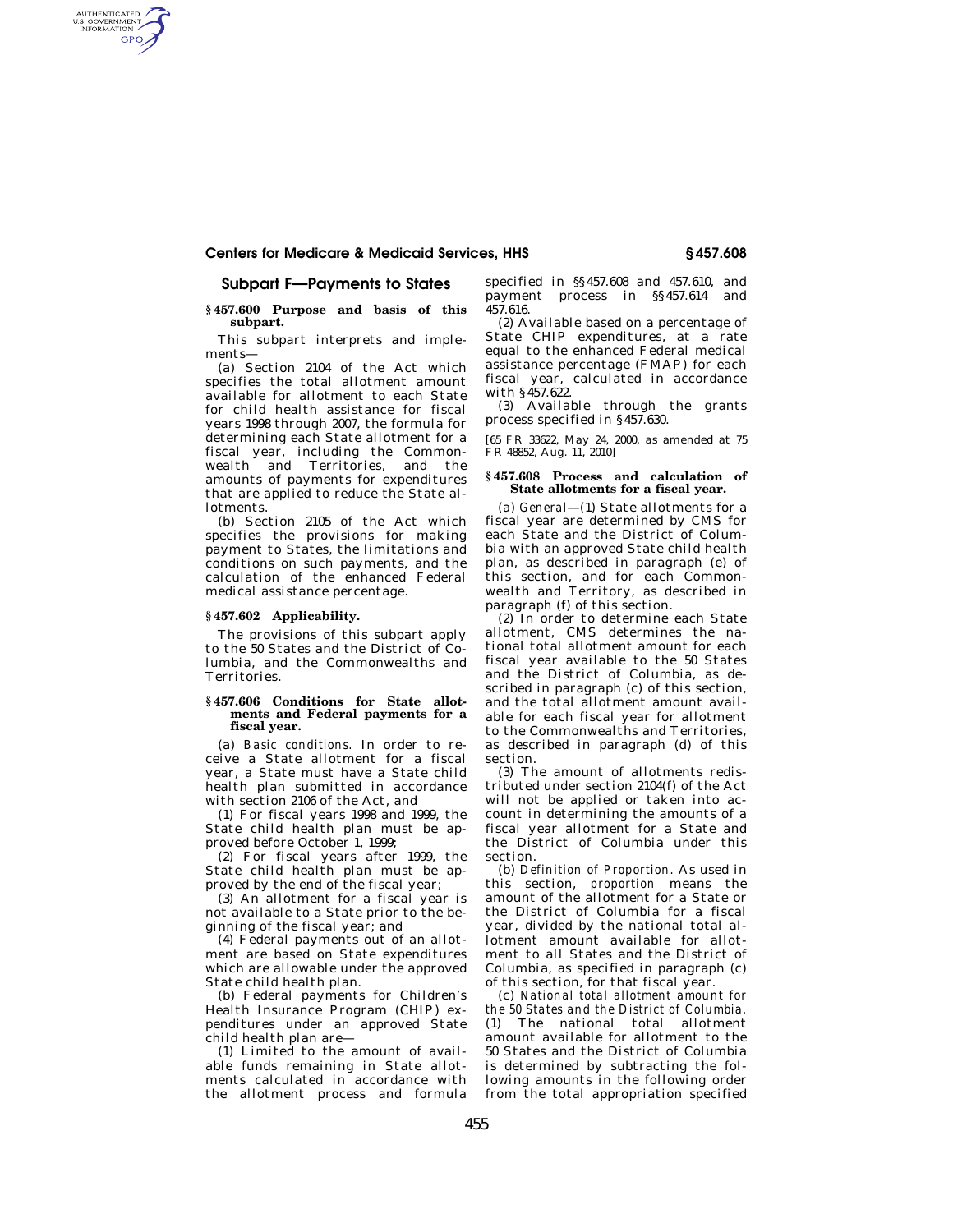## Subpart F—Payments to States

### § 457.600 Purpose and basis of this subpart.

This subpart interprets and implements—

(a) Section 2104 of the Act which specifies the total allotment amount available for allotment to each State for child health assistance for fiscal years 1998 through 2007, the formula for determining each State allotment for a fiscal year, including the Commonwealth and Territories, and the amounts of payments for expenditures that are applied to reduce the State allotments.

(b) Section 2105 of the Act which specifies the provisions for making payment to States, the limitations and conditions on such payments, and the calculation of the enhanced Federal medical assistance percentage.

### § 457.602 Applicability.

The provisions of this subpart apply to the 50 States and the District of Columbia, and the Commonwealths and Territories.

### § 457.606 Conditions for State allotments and Federal payments for a fiscal year.

(a) *Basic conditions.* In order to receive a State allotment for a fiscal year, a State must have a State child health plan submitted in accordance with section 2106 of the Act, and

(1) For fiscal years 1998 and 1999, the State child health plan must be approved before October 1, 1999;

(2) For fiscal years after 1999, the State child health plan must be approved by the end of the fiscal year;

(3) An allotment for a fiscal year is not available to a State prior to the beginning of the fiscal year; and

(4) Federal payments out of an allotment are based on State expenditures which are allowable under the approved State child health plan.

(b) Federal payments for Children's Health Insurance Program (CHIP) expenditures under an approved State child health plan are—

(1) Limited to the amount of available funds remaining in State allotments calculated in accordance with the allotment process and formula specified in §§ 457.608 and 457.610, and payment process in §§ 457.614 and 457.616.

(2) Available based on a percentage of State CHIP expenditures, at a rate equal to the enhanced Federal medical assistance percentage (FMAP) for each fiscal year, calculated in accordance with § 457.622.

(3) Available through the grants process specified in § 457.630.

[65 FR 33622, May 24, 2000, as amended at 75 FR 48852, Aug. 11, 2010]

### § 457.608 Process and calculation of State allotments for a fiscal year.

(a) *General*—(1) State allotments for a fiscal year are determined by CMS for each State and the District of Columbia with an approved State child health plan, as described in paragraph (e) of this section, and for each Commonwealth and Territory, as described in paragraph (f) of this section.

(2) In order to determine each State allotment, CMS determines the national total allotment amount for each fiscal year available to the 50 States and the District of Columbia, as described in paragraph (c) of this section, and the total allotment amount available for each fiscal year for allotment to the Commonwealths and Territories, as described in paragraph (d) of this section.

(3) The amount of allotments redistributed under section 2104(f) of the Act will not be applied or taken into account in determining the amounts of a fiscal year allotment for a State and the District of Columbia under this section.

(b) *Definition of Proportion.* As used in this section, *proportion* means the amount of the allotment for a State or the District of Columbia for a fiscal year, divided by the national total allotment amount available for allotment to all States and the District of Columbia, as specified in paragraph (c) of this section, for that fiscal year.

(c) *National total allotment amount for the 50 States and the District of Columbia.* (1) The national total allotment amount available for allotment to the 50 States and the District of Columbia is determined by subtracting the following amounts in the following order from the total appropriation specified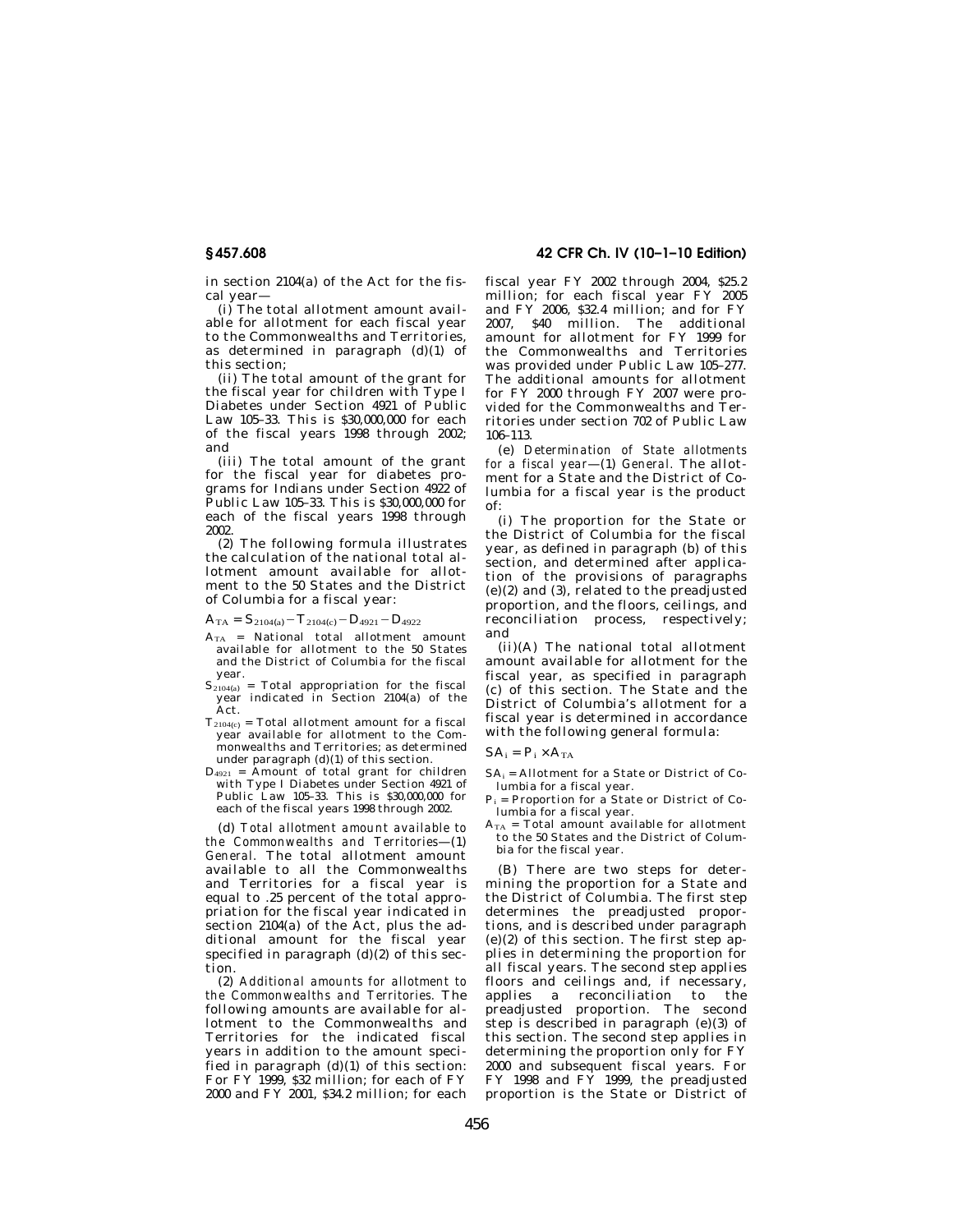in section 2104(a) of the Act for the fiscal year—

(i) The total allotment amount available for allotment for each fiscal year to the Commonwealths and Territories, as determined in paragraph (d)(1) of this section;

(ii) The total amount of the grant for the fiscal year for children with Type I Diabetes under Section 4921 of Public Law 105–33. This is $30,000,000 for each of the fiscal years 1998 through 2002; and

(iii) The total amount of the grant for the fiscal year for diabetes programs for Indians under Section 4922 of Public Law 105–33. This is $30,000,000 for each of the fiscal years 1998 through 2002.

(2) The following formula illustrates the calculation of the national total allotment amount available for allotment to the 50 States and the District of Columbia for a fiscal year:

$$A_{TA} = S_{2104(a)} - T_{2104(c)} - D_{4921} - D_{4922}$$

$A_{TA}$ = National total allotment amount available for allotment to the 50 States and the District of Columbia for the fiscal year.

$S_{2104(a)}$ = Total appropriation for the fiscal year indicated in Section 2104(a) of the Act.

$T_{2104(c)}$ = Total allotment amount for a fiscal year available for allotment to the Commonwealths and Territories; as determined under paragraph (d)(1) of this section.

$D_{4921}$ = Amount of total grant for children with Type I Diabetes under Section 4921 of Public Law 105–33. This is $30,000,000 for each of the fiscal years 1998 through 2002.

(d) *Total allotment amount available to the Commonwealths and Territories*—(1) *General.* The total allotment amount available to all the Commonwealths and Territories for a fiscal year is equal to .25 percent of the total appropriation for the fiscal year indicated in section 2104(a) of the Act, plus the additional amount for the fiscal year specified in paragraph (d)(2) of this section.

(2) *Additional amounts for allotment to the Commonwealths and Territories.* The following amounts are available for allotment to the Commonwealths and Territories for the indicated fiscal years in addition to the amount specified in paragraph (d)(1) of this section: For FY 1999, $32 million; for each of FY 2000 and FY 2001, $34.2 million; for each fiscal year FY 2002 through 2004, $25.2 million; for each fiscal year FY 2005 and FY 2006, $32.4 million; and for FY 2007, $40 million. The additional amount for allotment for FY 1999 for the Commonwealths and Territories was provided under Public Law 105–277. The additional amounts for allotment for FY 2000 through FY 2007 were provided for the Commonwealths and Territories under section 702 of Public Law 106–113.

(e) *Determination of State allotments for a fiscal year*—(1) *General.* The allotment for a State and the District of Columbia for a fiscal year is the product of:

(i) The proportion for the State or the District of Columbia for the fiscal year, as defined in paragraph (b) of this section, and determined after application of the provisions of paragraphs (e)(2) and (3), related to the preadjusted proportion, and the floors, ceilings, and reconciliation process, respectively; and

(ii)(A) The national total allotment amount available for allotment for the fiscal year, as specified in paragraph (c) of this section. The State and the District of Columbia's allotment for a fiscal year is determined in accordance with the following general formula:

$$SA_i = P_i \times A_{TA}$$

$SA_i$ = Allotment for a State or District of Columbia for a fiscal year.

$P_i$ = Proportion for a State or District of Columbia for a fiscal year.

$A_{TA}$ = Total amount available for allotment to the 50 States and the District of Columbia for the fiscal year.

(B) There are two steps for determining the proportion for a State and the District of Columbia. The first step determines the preadjusted proportions, and is described under paragraph (e)(2) of this section. The first step applies in determining the proportion for all fiscal years. The second step applies floors and ceilings and, if necessary, applies a reconciliation to the preadjusted proportion. The second step is described in paragraph (e)(3) of this section. The second step applies in determining the proportion only for FY 2000 and subsequent fiscal years. For FY 1998 and FY 1999, the preadjusted proportion is the State or District of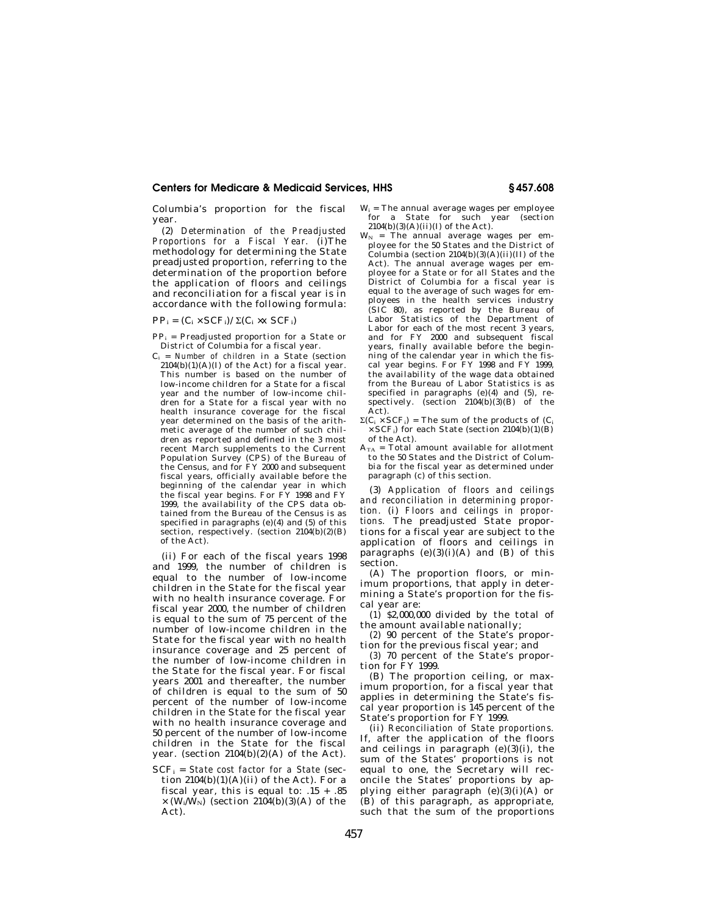Columbia's proportion for the fiscal year.

(2) *Determination of the Preadjusted Proportions for a Fiscal Year.* (i)The methodology for determining the State preadjusted proportion, referring to the determination of the proportion before the application of floors and ceilings and reconciliation for a fiscal year is in accordance with the following formula:

$PP_i = (C_i \times SCF_i)/\Sigma(C_i \times\times SCF_i)$

$PP_i$ = Preadjusted proportion for a State or District of Columbia for a fiscal year.

$C_i$ = *Number of children* in a State (section 2104(b)(1)(A)(I) of the Act) for a fiscal year. This number is based on the number of low-income children for a State for a fiscal year and the number of low-income children for a State for a fiscal year with no health insurance coverage for the fiscal year determined on the basis of the arithmetic average of the number of such children as reported and defined in the 3 most recent March supplements to the Current Population Survey (CPS) of the Bureau of the Census, and for FY 2000 and subsequent fiscal years, officially available before the beginning of the calendar year in which the fiscal year begins. For FY 1998 and FY 1999, the availability of the CPS data obtained from the Bureau of the Census is as specified in paragraphs (e)(4) and (5) of this section, respectively. (section 2104(b)(2)(B) of the Act).

(ii) For each of the fiscal years 1998 and 1999, the number of children is equal to the number of low-income children in the State for the fiscal year with no health insurance coverage. For fiscal year 2000, the number of children is equal to the sum of 75 percent of the number of low-income children in the State for the fiscal year with no health insurance coverage and 25 percent of the number of low-income children in the State for the fiscal year. For fiscal years 2001 and thereafter, the number of children is equal to the sum of 50 percent of the number of low-income children in the State for the fiscal year with no health insurance coverage and 50 percent of the number of low-income children in the State for the fiscal year. (section 2104(b)(2)(A) of the Act).

$SCF_i$ = *State cost factor for a State* (section 2104(b)(1)(A)(ii) of the Act). For a fiscal year, this is equal to: $.15 + .85 \times (W_i/W_N)$ (section 2104(b)(3)(A) of the Act).

$W_i$ = The annual average wages per employee for a State for such year (section 2104(b)(3)(A)(ii)(I) of the Act).

$W_N$ = The annual average wages per employee for the 50 States and the District of Columbia (section 2104(b)(3)(A)(ii)(II) of the Act). The annual average wages per employee for a State or for all States and the District of Columbia for a fiscal year is equal to the average of such wages for employees in the health services industry (SIC 80), as reported by the Bureau of Labor Statistics of the Department of Labor for each of the most recent 3 years, and for FY 2000 and subsequent fiscal years, finally available before the beginning of the calendar year in which the fiscal year begins. For FY 1998 and FY 1999, the availability of the wage data obtained from the Bureau of Labor Statistics is as specified in paragraphs (e)(4) and (5), respectively. (section 2104(b)(3)(B) of the Act).

$\Sigma(C_i \times SCF_i)$ = The sum of the products of ($C_i \times SCF_i$) for each State (section 2104(b)(1)(B) of the Act).

$A_{TA}$ = Total amount available for allotment to the 50 States and the District of Columbia for the fiscal year as determined under paragraph (c) of this section.

(3) *Application of floors and ceilings and reconciliation in determining proportion.* (i) *Floors and ceilings in proportions.* The preadjusted State proportions for a fiscal year are subject to the application of floors and ceilings in paragraphs (e)(3)(i)(A) and (B) of this section.

(A) The proportion floors, or minimum proportions, that apply in determining a State's proportion for the fiscal year are:

(*1*) $2,000,000 divided by the total of the amount available nationally;

(*2*) 90 percent of the State's proportion for the previous fiscal year; and

(*3*) 70 percent of the State's proportion for FY 1999.

(B) The proportion ceiling, or maximum proportion, for a fiscal year that applies in determining the State's fiscal year proportion is 145 percent of the State's proportion for FY 1999.

(ii) *Reconciliation of State proportions.* If, after the application of the floors and ceilings in paragraph (e)(3)(i), the sum of the States' proportions is not equal to one, the Secretary will reconcile the States' proportions by applying either paragraph (e)(3)(i)(A) or (B) of this paragraph, as appropriate, such that the sum of the proportions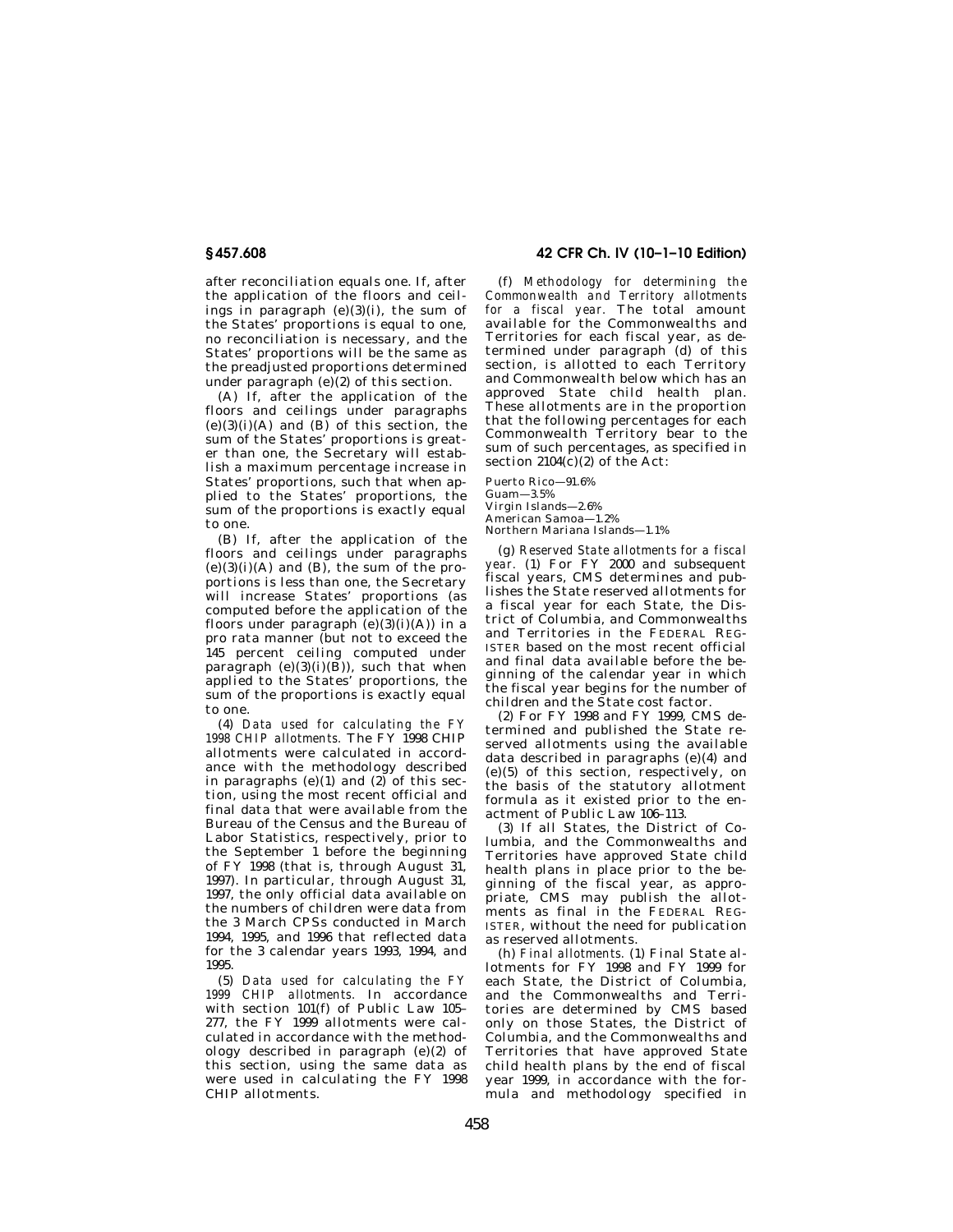after reconciliation equals one. If, after the application of the floors and ceilings in paragraph (e)(3)(i), the sum of the States' proportions is equal to one, no reconciliation is necessary, and the States' proportions will be the same as the preadjusted proportions determined under paragraph (e)(2) of this section.

(A) If, after the application of the floors and ceilings under paragraphs (e)(3)(i)(A) and (B) of this section, the sum of the States' proportions is greater than one, the Secretary will establish a maximum percentage increase in States' proportions, such that when applied to the States' proportions, the sum of the proportions is exactly equal to one.

(B) If, after the application of the floors and ceilings under paragraphs (e)(3)(i)(A) and (B), the sum of the proportions is less than one, the Secretary will increase States' proportions (as computed before the application of the floors under paragraph (e)(3)(i)(A)) in a pro rata manner (but not to exceed the 145 percent ceiling computed under paragraph (e)(3)(i)(B)), such that when applied to the States' proportions, the sum of the proportions is exactly equal to one.

(4) *Data used for calculating the FY 1998 CHIP allotments.* The FY 1998 CHIP allotments were calculated in accordance with the methodology described in paragraphs (e)(1) and (2) of this section, using the most recent official and final data that were available from the Bureau of the Census and the Bureau of Labor Statistics, respectively, prior to the September 1 before the beginning of FY 1998 (that is, through August 31, 1997). In particular, through August 31, 1997, the only official data available on the numbers of children were data from the 3 March CPSs conducted in March 1994, 1995, and 1996 that reflected data for the 3 calendar years 1993, 1994, and 1995.

(5) *Data used for calculating the FY 1999 CHIP allotments.* In accordance with section 101(f) of Public Law 105–277, the FY 1999 allotments were calculated in accordance with the methodology described in paragraph (e)(2) of this section, using the same data as were used in calculating the FY 1998 CHIP allotments.

(f) *Methodology for determining the Commonwealth and Territory allotments for a fiscal year.* The total amount available for the Commonwealths and Territories for each fiscal year, as determined under paragraph (d) of this section, is allotted to each Territory and Commonwealth below which has an approved State child health plan. These allotments are in the proportion that the following percentages for each Commonwealth Territory bear to the sum of such percentages, as specified in section 2104(c)(2) of the Act:

Puerto Rico—91.6%
Guam—3.5%
Virgin Islands—2.6%
American Samoa—1.2%
Northern Mariana Islands—1.1%

(g) *Reserved State allotments for a fiscal year.* (1) For FY 2000 and subsequent fiscal years, CMS determines and publishes the State reserved allotments for a fiscal year for each State, the District of Columbia, and Commonwealths and Territories in the FEDERAL REGISTER based on the most recent official and final data available before the beginning of the calendar year in which the fiscal year begins for the number of children and the State cost factor.

(2) For FY 1998 and FY 1999, CMS determined and published the State reserved allotments using the available data described in paragraphs (e)(4) and (e)(5) of this section, respectively, on the basis of the statutory allotment formula as it existed prior to the enactment of Public Law 106–113.

(3) If all States, the District of Columbia, and the Commonwealths and Territories have approved State child health plans in place prior to the beginning of the fiscal year, as appropriate, CMS may publish the allotments as final in the FEDERAL REGISTER, without the need for publication as reserved allotments.

(h) *Final allotments.* (1) Final State allotments for FY 1998 and FY 1999 for each State, the District of Columbia, and the Commonwealths and Territories are determined by CMS based only on those States, the District of Columbia, and the Commonwealths and Territories that have approved State child health plans by the end of fiscal year 1999, in accordance with the formula and methodology specified in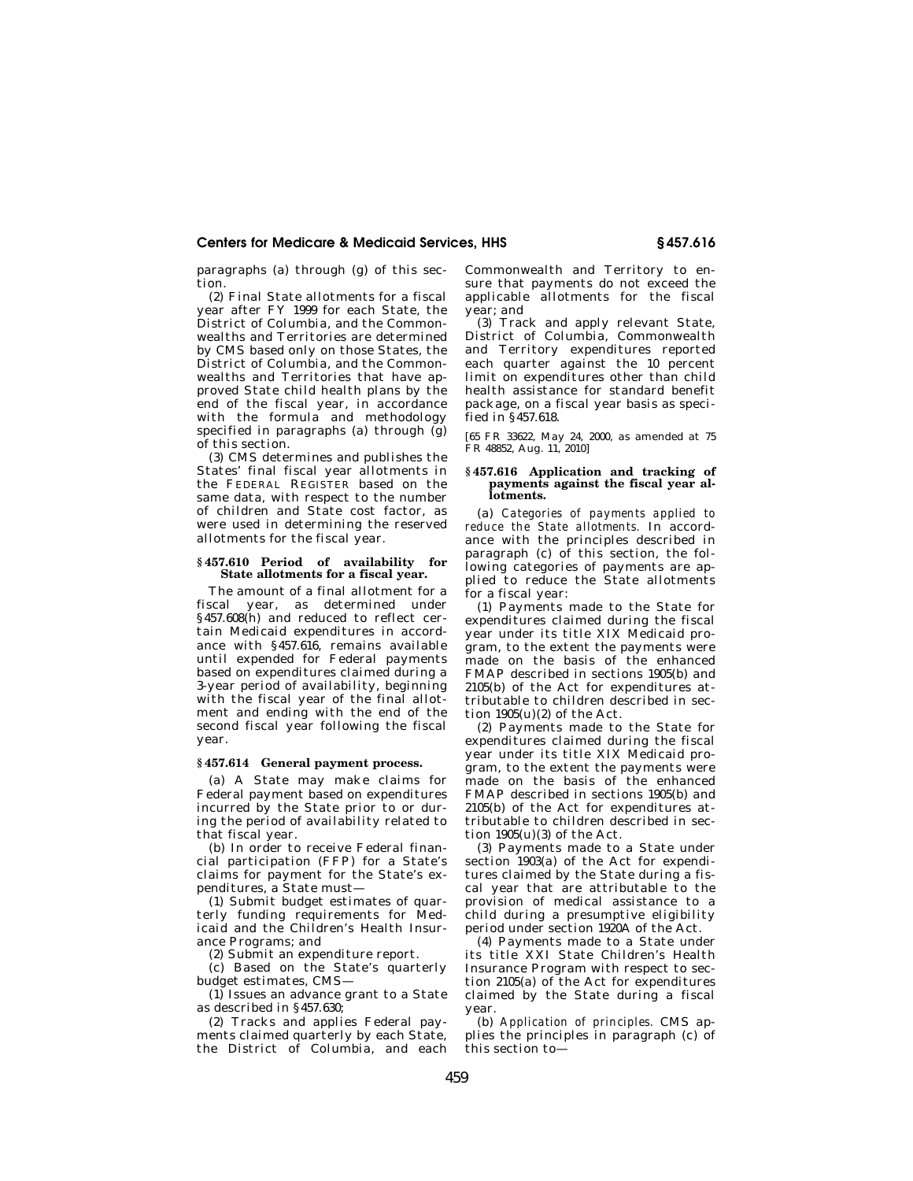paragraphs (a) through (g) of this section.

(2) Final State allotments for a fiscal year after FY 1999 for each State, the District of Columbia, and the Commonwealths and Territories are determined by CMS based only on those States, the District of Columbia, and the Commonwealths and Territories that have approved State child health plans by the end of the fiscal year, in accordance with the formula and methodology specified in paragraphs (a) through (g) of this section.

(3) CMS determines and publishes the States' final fiscal year allotments in the FEDERAL REGISTER based on the same data, with respect to the number of children and State cost factor, as were used in determining the reserved allotments for the fiscal year.

### § 457.610 Period of availability for State allotments for a fiscal year.

The amount of a final allotment for a fiscal year, as determined under §457.608(h) and reduced to reflect certain Medicaid expenditures in accordance with §457.616, remains available until expended for Federal payments based on expenditures claimed during a 3-year period of availability, beginning with the fiscal year of the final allotment and ending with the end of the second fiscal year following the fiscal year.

### § 457.614 General payment process.

(a) A State may make claims for Federal payment based on expenditures incurred by the State prior to or during the period of availability related to that fiscal year.

(b) In order to receive Federal financial participation (FFP) for a State's claims for payment for the State's expenditures, a State must—

(1) Submit budget estimates of quarterly funding requirements for Medicaid and the Children's Health Insurance Programs; and

(2) Submit an expenditure report.

(c) Based on the State's quarterly budget estimates, CMS—

(1) Issues an advance grant to a State as described in §457.630;

(2) Tracks and applies Federal payments claimed quarterly by each State, the District of Columbia, and each Commonwealth and Territory to ensure that payments do not exceed the applicable allotments for the fiscal year; and

(3) Track and apply relevant State, District of Columbia, Commonwealth and Territory expenditures reported each quarter against the 10 percent limit on expenditures other than child health assistance for standard benefit package, on a fiscal year basis as specified in §457.618.

[65 FR 33622, May 24, 2000, as amended at 75 FR 48852, Aug. 11, 2010]

### § 457.616 Application and tracking of payments against the fiscal year allotments.

(a) *Categories of payments applied to reduce the State allotments.* In accordance with the principles described in paragraph (c) of this section, the following categories of payments are applied to reduce the State allotments for a fiscal year:

(1) Payments made to the State for expenditures claimed during the fiscal year under its title XIX Medicaid program, to the extent the payments were made on the basis of the enhanced FMAP described in sections 1905(b) and 2105(b) of the Act for expenditures attributable to children described in section 1905(u)(2) of the Act.

(2) Payments made to the State for expenditures claimed during the fiscal year under its title XIX Medicaid program, to the extent the payments were made on the basis of the enhanced FMAP described in sections 1905(b) and 2105(b) of the Act for expenditures attributable to children described in section 1905(u)(3) of the Act.

(3) Payments made to a State under section 1903(a) of the Act for expenditures claimed by the State during a fiscal year that are attributable to the provision of medical assistance to a child during a presumptive eligibility period under section 1920A of the Act.

(4) Payments made to a State under its title XXI State Children's Health Insurance Program with respect to section 2105(a) of the Act for expenditures claimed by the State during a fiscal year.

(b) *Application of principles.* CMS applies the principles in paragraph (c) of this section to—